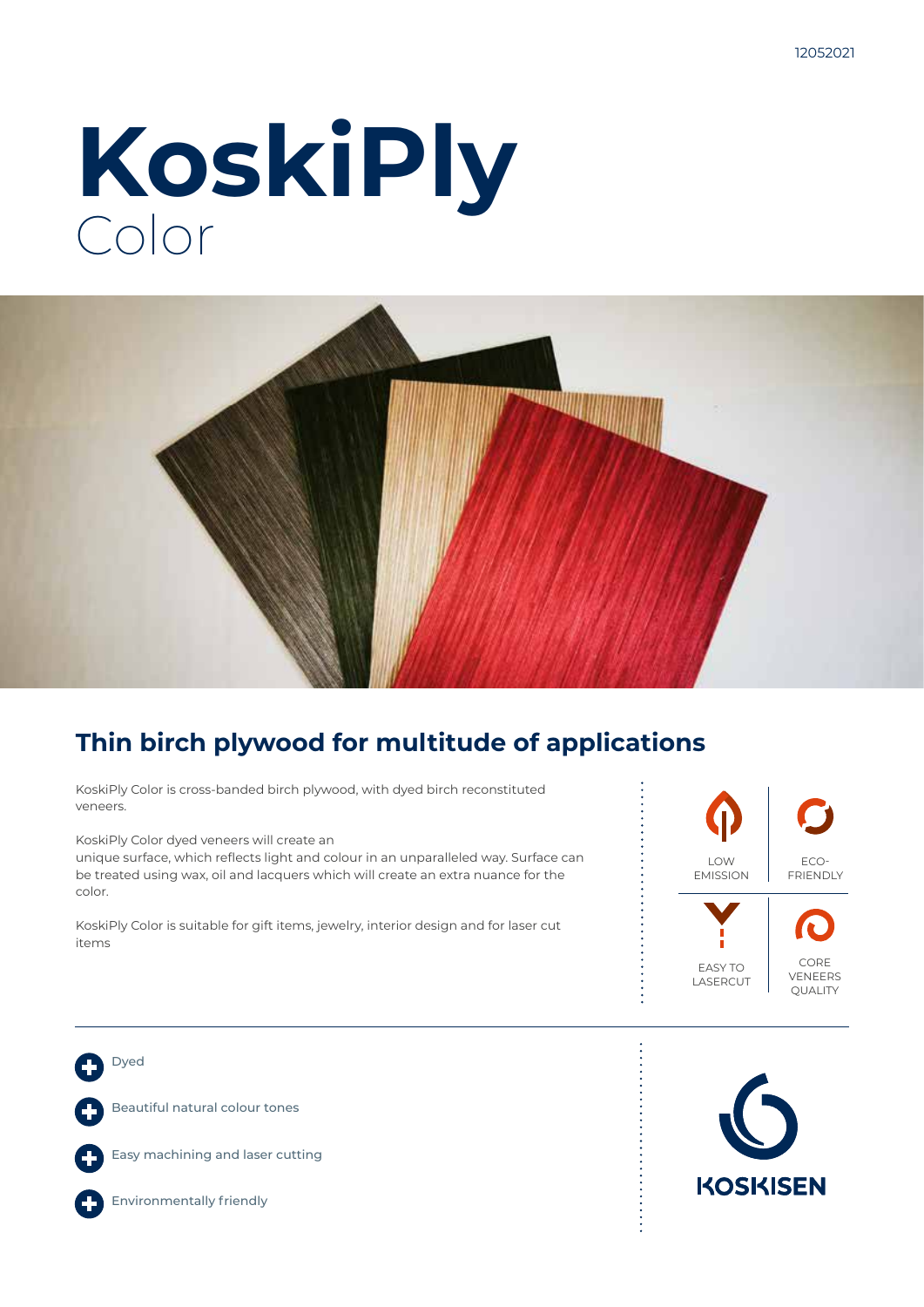# KoskiPly
Color

## Thin birch plywood for multitude of applications

KoskiPly Color is cross-banded birch plywood, with dyed birch reconstituted veneers.

KoskiPly Color dyed veneers will create an
unique surface, which reflects light and colour in an unparalleled way. Surface can be treated using wax, oil and lacquers which will create an extra nuance for the color.

KoskiPly Color is suitable for gift items, jewelry, interior design and for laser cut items

LOW EMISSION

ECO-FRIENDLY

EASY TO LASERCUT

CORE VENEERS QUALITY

- Dyed
- Beautiful natural colour tones
- Easy machining and laser cutting
- Environmentally friendly

KOSKISEN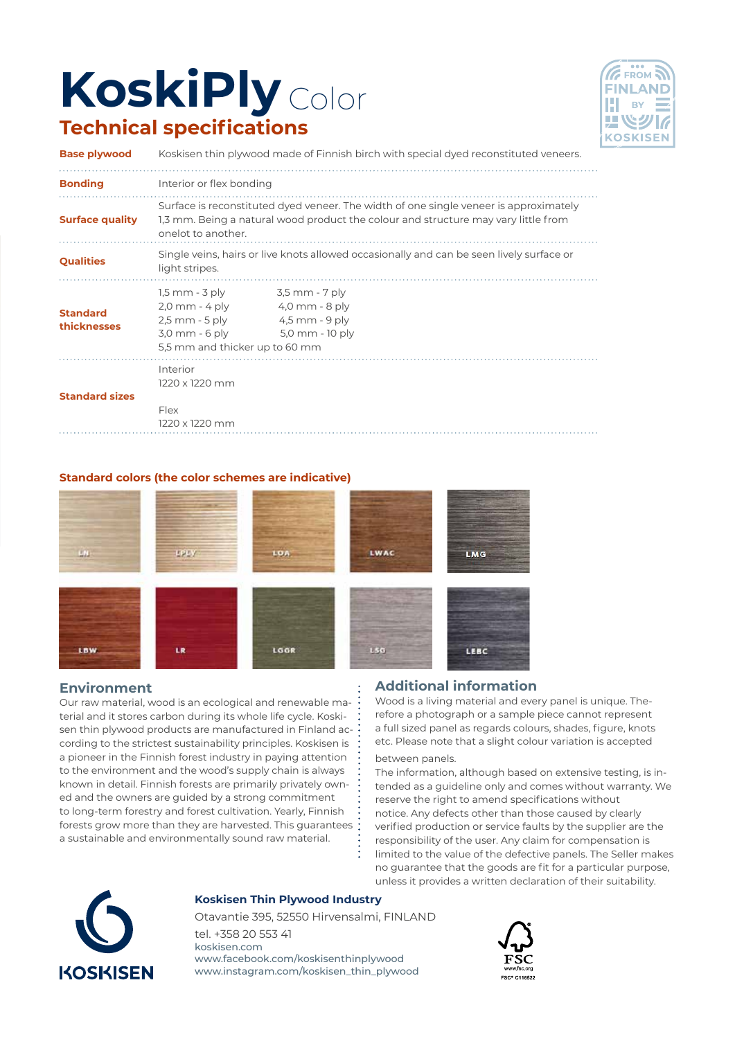# KoskiPly Color

## Technical specifications

| | |
|---|---|
| **Base plywood** | Koskisen thin plywood made of Finnish birch with special dyed reconstituted veneers. |
| **Bonding** | Interior or flex bonding |
| **Surface quality** | Surface is reconstituted dyed veneer. The width of one single veneer is approximately 1,3 mm. Being a natural wood product the colour and structure may vary little from onelot to another. |
| **Qualities** | Single veins, hairs or live knots allowed occasionally and can be seen lively surface or light stripes. |
| **Standard thicknesses** | 1,5 mm - 3 ply; 2,0 mm - 4 ply; 2,5 mm - 5 ply; 3,0 mm - 6 ply; 3,5 mm - 7 ply; 4,0 mm - 8 ply; 4,5 mm - 9 ply; 5,0 mm - 10 ply; 5,5 mm and thicker up to 60 mm |
| **Standard sizes** | Interior: 1220 x 1220 mm; Flex: 1220 x 1220 mm |

### Standard colors (the color schemes are indicative)

LN, LPLY, LOA, LWAC, LMG

LBW, LR, LOGR, LSG, LEBC

## Environment

Our raw material, wood is an ecological and renewable material and it stores carbon during its whole life cycle. Koskisen thin plywood products are manufactured in Finland according to the strictest sustainability principles. Koskisen is a pioneer in the Finnish forest industry in paying attention to the environment and the wood's supply chain is always known in detail. Finnish forests are primarily privately owned and the owners are guided by a strong commitment to long-term forestry and forest cultivation. Yearly, Finnish forests grow more than they are harvested. This guarantees a sustainable and environmentally sound raw material.

## Additional information

Wood is a living material and every panel is unique. Therefore a photograph or a sample piece cannot represent a full sized panel as regards colours, shades, figure, knots etc. Please note that a slight colour variation is accepted between panels.

The information, although based on extensive testing, is intended as a guideline only and comes without warranty. We reserve the right to amend specifications without notice. Any defects other than those caused by clearly verified production or service faults by the supplier are the responsibility of the user. Any claim for compensation is limited to the value of the defective panels. The Seller makes no guarantee that the goods are fit for a particular purpose, unless it provides a written declaration of their suitability.

**Koskisen Thin Plywood Industry**

Otavantie 395, 52550 Hirvensalmi, FINLAND

tel. +358 20 553 41

koskisen.com

www.facebook.com/koskisenthinplywood

www.instagram.com/koskisen_thin_plywood

FSC www.fsc.org FSC® C116522